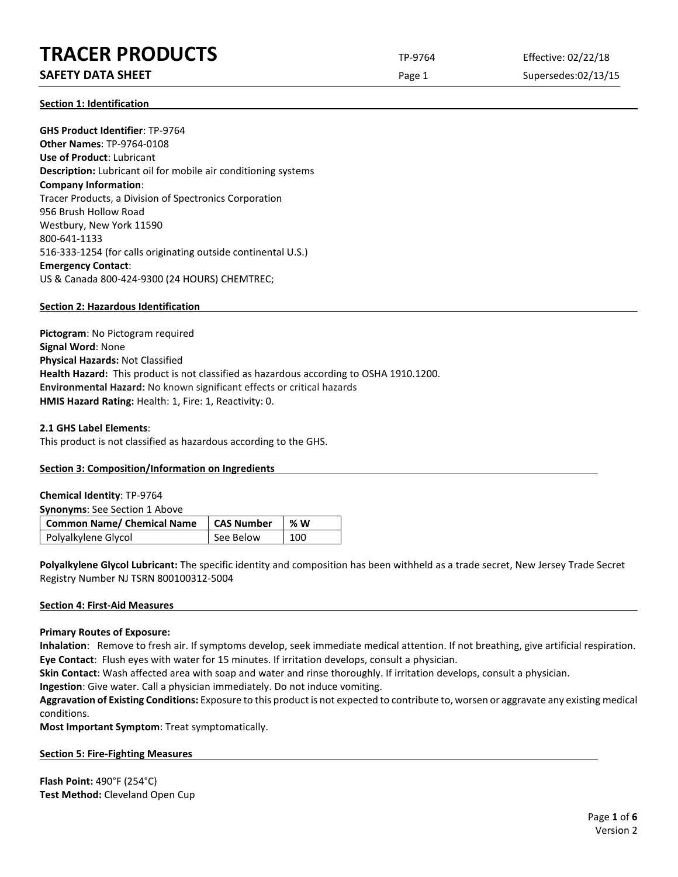# TRACER PRODUCTS

## SAFETY DATA SHEET

### Section 1: Identification

**GHS Product Identifier**: TP-9764
**Other Names**: TP-9764-0108
**Use of Product**: Lubricant
**Description:** Lubricant oil for mobile air conditioning systems
**Company Information**:
Tracer Products, a Division of Spectronics Corporation
956 Brush Hollow Road
Westbury, New York 11590
800-641-1133
516-333-1254 (for calls originating outside continental U.S.)
**Emergency Contact**:
US & Canada 800-424-9300 (24 HOURS) CHEMTREC;

### Section 2: Hazardous Identification

**Pictogram**: No Pictogram required
**Signal Word**: None
**Physical Hazards:** Not Classified
**Health Hazard:** This product is not classified as hazardous according to OSHA 1910.1200.
**Environmental Hazard:** No known significant effects or critical hazards
**HMIS Hazard Rating:** Health: 1, Fire: 1, Reactivity: 0.

**2.1 GHS Label Elements**:
This product is not classified as hazardous according to the GHS.

### Section 3: Composition/Information on Ingredients

**Chemical Identity**: TP-9764
**Synonyms**: See Section 1 Above

| Common Name/ Chemical Name | CAS Number | % W |
| --- | --- | --- |
| Polyalkylene Glycol | See Below | 100 |

**Polyalkylene Glycol Lubricant:** The specific identity and composition has been withheld as a trade secret, New Jersey Trade Secret Registry Number NJ TSRN 800100312-5004

### Section 4: First-Aid Measures

**Primary Routes of Exposure:**
**Inhalation**: Remove to fresh air. If symptoms develop, seek immediate medical attention. If not breathing, give artificial respiration.
**Eye Contact**: Flush eyes with water for 15 minutes. If irritation develops, consult a physician.
**Skin Contact**: Wash affected area with soap and water and rinse thoroughly. If irritation develops, consult a physician.
**Ingestion**: Give water. Call a physician immediately. Do not induce vomiting.
**Aggravation of Existing Conditions:** Exposure to this product is not expected to contribute to, worsen or aggravate any existing medical conditions.
**Most Important Symptom**: Treat symptomatically.

### Section 5: Fire-Fighting Measures

**Flash Point:** 490°F (254°C)
**Test Method:** Cleveland Open Cup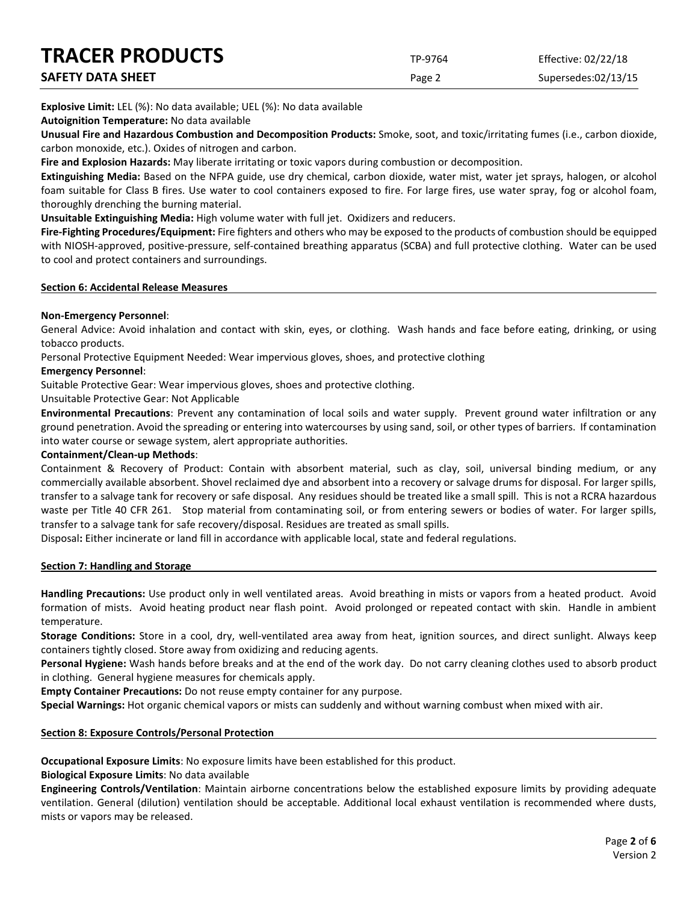**Explosive Limit:** LEL (%): No data available; UEL (%): No data available

**Autoignition Temperature:** No data available

**Unusual Fire and Hazardous Combustion and Decomposition Products:** Smoke, soot, and toxic/irritating fumes (i.e., carbon dioxide, carbon monoxide, etc.). Oxides of nitrogen and carbon.

**Fire and Explosion Hazards:** May liberate irritating or toxic vapors during combustion or decomposition.

**Extinguishing Media:** Based on the NFPA guide, use dry chemical, carbon dioxide, water mist, water jet sprays, halogen, or alcohol foam suitable for Class B fires. Use water to cool containers exposed to fire. For large fires, use water spray, fog or alcohol foam, thoroughly drenching the burning material.

**Unsuitable Extinguishing Media:** High volume water with full jet. Oxidizers and reducers.

**Fire-Fighting Procedures/Equipment:** Fire fighters and others who may be exposed to the products of combustion should be equipped with NIOSH-approved, positive-pressure, self-contained breathing apparatus (SCBA) and full protective clothing. Water can be used to cool and protect containers and surroundings.

## Section 6: Accidental Release Measures

**Non-Emergency Personnel**:

General Advice: Avoid inhalation and contact with skin, eyes, or clothing. Wash hands and face before eating, drinking, or using tobacco products.

Personal Protective Equipment Needed: Wear impervious gloves, shoes, and protective clothing

**Emergency Personnel**:

Suitable Protective Gear: Wear impervious gloves, shoes and protective clothing.

Unsuitable Protective Gear: Not Applicable

**Environmental Precautions**: Prevent any contamination of local soils and water supply. Prevent ground water infiltration or any ground penetration. Avoid the spreading or entering into watercourses by using sand, soil, or other types of barriers. If contamination into water course or sewage system, alert appropriate authorities.

**Containment/Clean-up Methods**:

Containment & Recovery of Product: Contain with absorbent material, such as clay, soil, universal binding medium, or any commercially available absorbent. Shovel reclaimed dye and absorbent into a recovery or salvage drums for disposal. For larger spills, transfer to a salvage tank for recovery or safe disposal. Any residues should be treated like a small spill. This is not a RCRA hazardous waste per Title 40 CFR 261. Stop material from contaminating soil, or from entering sewers or bodies of water. For larger spills, transfer to a salvage tank for safe recovery/disposal. Residues are treated as small spills.

Disposal**:** Either incinerate or land fill in accordance with applicable local, state and federal regulations.

## Section 7: Handling and Storage

**Handling Precautions:** Use product only in well ventilated areas. Avoid breathing in mists or vapors from a heated product. Avoid formation of mists. Avoid heating product near flash point. Avoid prolonged or repeated contact with skin. Handle in ambient temperature.

**Storage Conditions:** Store in a cool, dry, well-ventilated area away from heat, ignition sources, and direct sunlight. Always keep containers tightly closed. Store away from oxidizing and reducing agents.

**Personal Hygiene:** Wash hands before breaks and at the end of the work day. Do not carry cleaning clothes used to absorb product in clothing. General hygiene measures for chemicals apply.

**Empty Container Precautions:** Do not reuse empty container for any purpose.

**Special Warnings:** Hot organic chemical vapors or mists can suddenly and without warning combust when mixed with air.

## Section 8: Exposure Controls/Personal Protection

**Occupational Exposure Limits**: No exposure limits have been established for this product.

**Biological Exposure Limits**: No data available

**Engineering Controls/Ventilation**: Maintain airborne concentrations below the established exposure limits by providing adequate ventilation. General (dilution) ventilation should be acceptable. Additional local exhaust ventilation is recommended where dusts, mists or vapors may be released.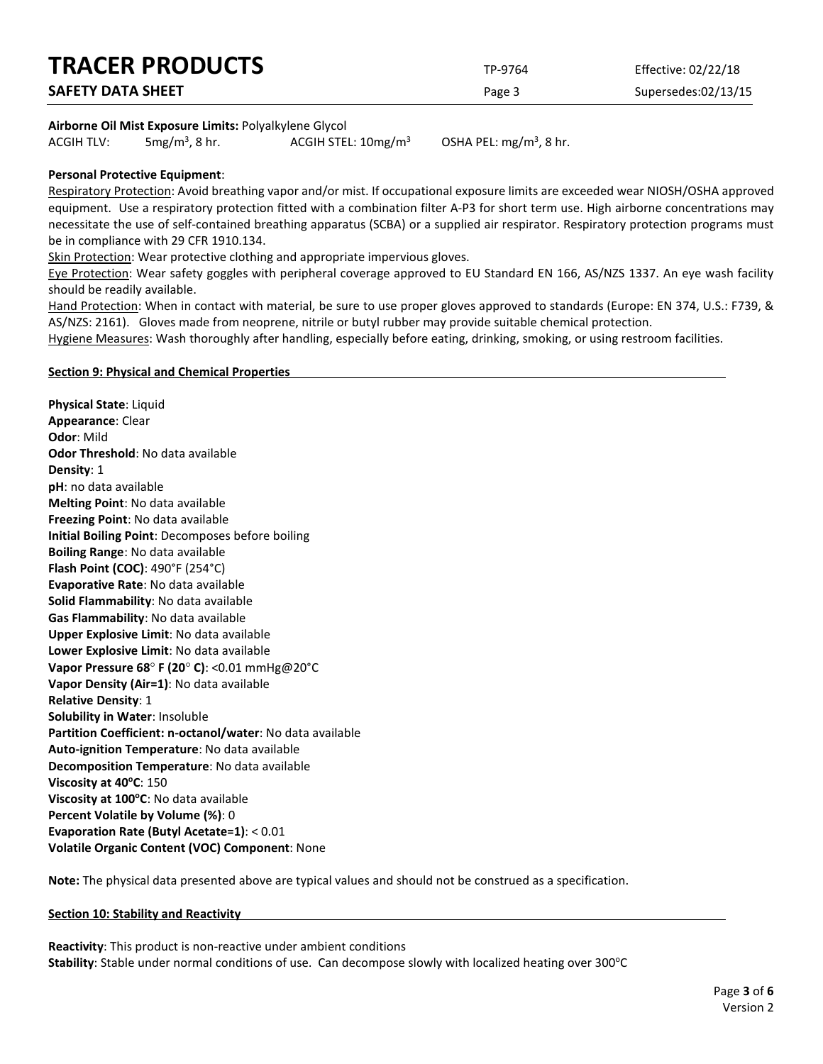**Airborne Oil Mist Exposure Limits:** Polyalkylene Glycol

ACGIH TLV: $5mg/m^3$, 8 hr. ACGIH STEL: $10mg/m^3$ OSHA PEL: $mg/m^3$, 8 hr.

**Personal Protective Equipment**:

Respiratory Protection: Avoid breathing vapor and/or mist. If occupational exposure limits are exceeded wear NIOSH/OSHA approved equipment. Use a respiratory protection fitted with a combination filter A-P3 for short term use. High airborne concentrations may necessitate the use of self-contained breathing apparatus (SCBA) or a supplied air respirator. Respiratory protection programs must be in compliance with 29 CFR 1910.134.

Skin Protection: Wear protective clothing and appropriate impervious gloves.

Eye Protection: Wear safety goggles with peripheral coverage approved to EU Standard EN 166, AS/NZS 1337. An eye wash facility should be readily available.

Hand Protection: When in contact with material, be sure to use proper gloves approved to standards (Europe: EN 374, U.S.: F739, & AS/NZS: 2161). Gloves made from neoprene, nitrile or butyl rubber may provide suitable chemical protection.

Hygiene Measures: Wash thoroughly after handling, especially before eating, drinking, smoking, or using restroom facilities.

## Section 9: Physical and Chemical Properties

**Physical State**: Liquid
**Appearance**: Clear
**Odor**: Mild
**Odor Threshold**: No data available
**Density**: 1
**pH**: no data available
**Melting Point**: No data available
**Freezing Point**: No data available
**Initial Boiling Point**: Decomposes before boiling
**Boiling Range**: No data available
**Flash Point (COC)**: 490°F (254°C)
**Evaporative Rate**: No data available
**Solid Flammability**: No data available
**Gas Flammability**: No data available
**Upper Explosive Limit**: No data available
**Lower Explosive Limit**: No data available
**Vapor Pressure 68° F (20° C)**: <0.01 mmHg@20°C
**Vapor Density (Air=1)**: No data available
**Relative Density**: 1
**Solubility in Water**: Insoluble
**Partition Coefficient: n-octanol/water**: No data available
**Auto-ignition Temperature**: No data available
**Decomposition Temperature**: No data available
**Viscosity at 40°C**: 150
**Viscosity at 100°C**: No data available
**Percent Volatile by Volume (%)**: 0
**Evaporation Rate (Butyl Acetate=1)**: < 0.01
**Volatile Organic Content (VOC) Component**: None

**Note:** The physical data presented above are typical values and should not be construed as a specification.

## Section 10: Stability and Reactivity

**Reactivity**: This product is non-reactive under ambient conditions
**Stability**: Stable under normal conditions of use. Can decompose slowly with localized heating over 300°C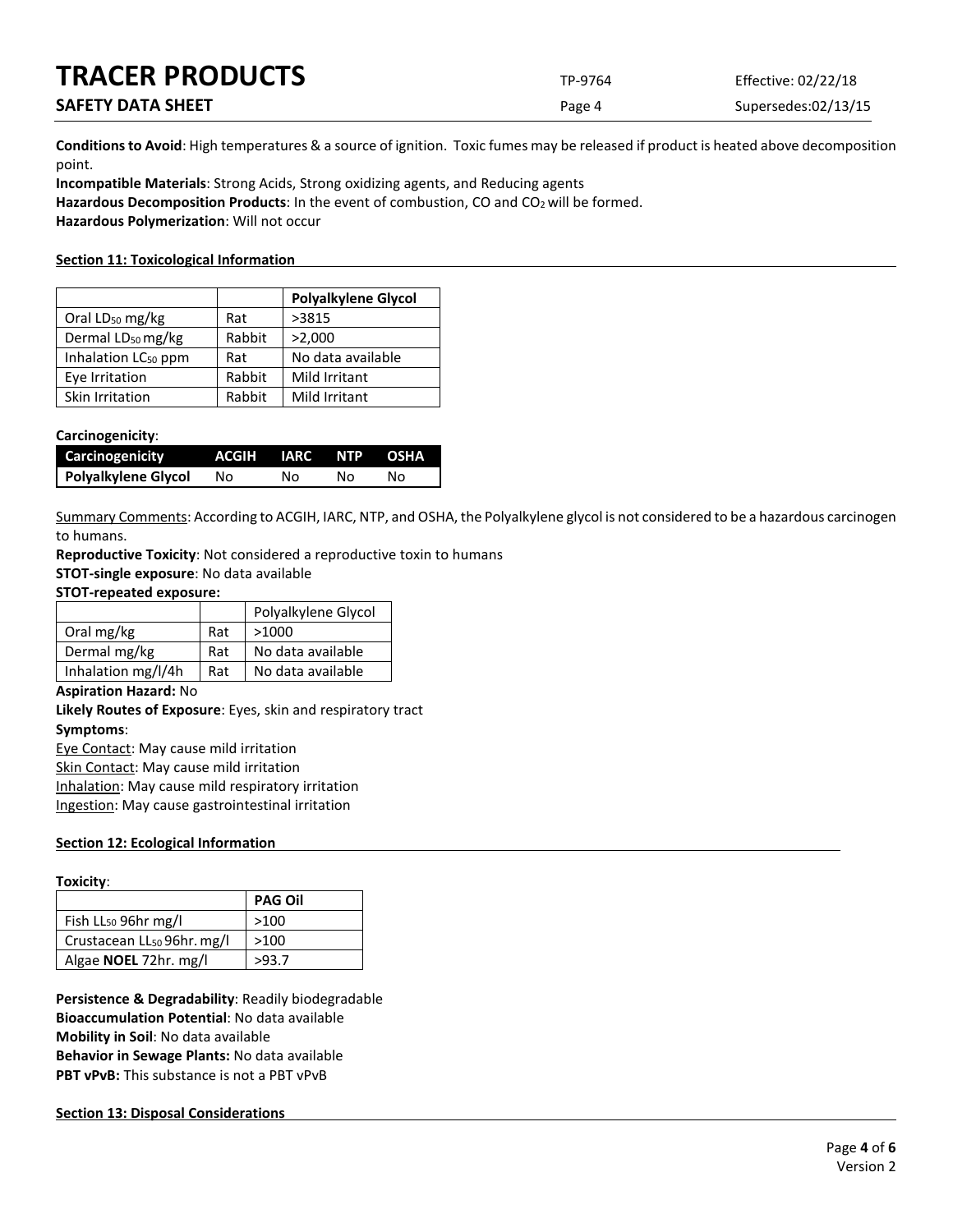**Conditions to Avoid**: High temperatures & a source of ignition. Toxic fumes may be released if product is heated above decomposition point.

**Incompatible Materials**: Strong Acids, Strong oxidizing agents, and Reducing agents

**Hazardous Decomposition Products**: In the event of combustion, CO and $CO_2$ will be formed.

**Hazardous Polymerization**: Will not occur

## Section 11: Toxicological Information

| | | **Polyalkylene Glycol** |
|---|---|---|
| Oral $LD_{50}$ mg/kg | Rat | >3815 |
| Dermal $LD_{50}$ mg/kg | Rabbit | >2,000 |
| Inhalation $LC_{50}$ ppm | Rat | No data available |
| Eye Irritation | Rabbit | Mild Irritant |
| Skin Irritation | Rabbit | Mild Irritant |

**Carcinogenicity**:

| Carcinogenicity | ACGIH | IARC | NTP | OSHA |
|---|---|---|---|---|
| **Polyalkylene Glycol** | No | No | No | No |

Summary Comments: According to ACGIH, IARC, NTP, and OSHA, the Polyalkylene glycol is not considered to be a hazardous carcinogen to humans.

**Reproductive Toxicity**: Not considered a reproductive toxin to humans

**STOT-single exposure**: No data available

**STOT-repeated exposure:**

| | | Polyalkylene Glycol |
|---|---|---|
| Oral mg/kg | Rat | >1000 |
| Dermal mg/kg | Rat | No data available |
| Inhalation mg/l/4h | Rat | No data available |

**Aspiration Hazard:** No

**Likely Routes of Exposure**: Eyes, skin and respiratory tract

**Symptoms**:

Eye Contact: May cause mild irritation

Skin Contact: May cause mild irritation

Inhalation: May cause mild respiratory irritation

Ingestion: May cause gastrointestinal irritation

## Section 12: Ecological Information

**Toxicity**:

| | **PAG Oil** |
|---|---|
| Fish $LL_{50}$ 96hr mg/l | >100 |
| Crustacean $LL_{50}$ 96hr. mg/l | >100 |
| Algae **NOEL** 72hr. mg/l | >93.7 |

**Persistence & Degradability**: Readily biodegradable

**Bioaccumulation Potential**: No data available

**Mobility in Soil**: No data available

**Behavior in Sewage Plants:** No data available

**PBT vPvB:** This substance is not a PBT vPvB

## Section 13: Disposal Considerations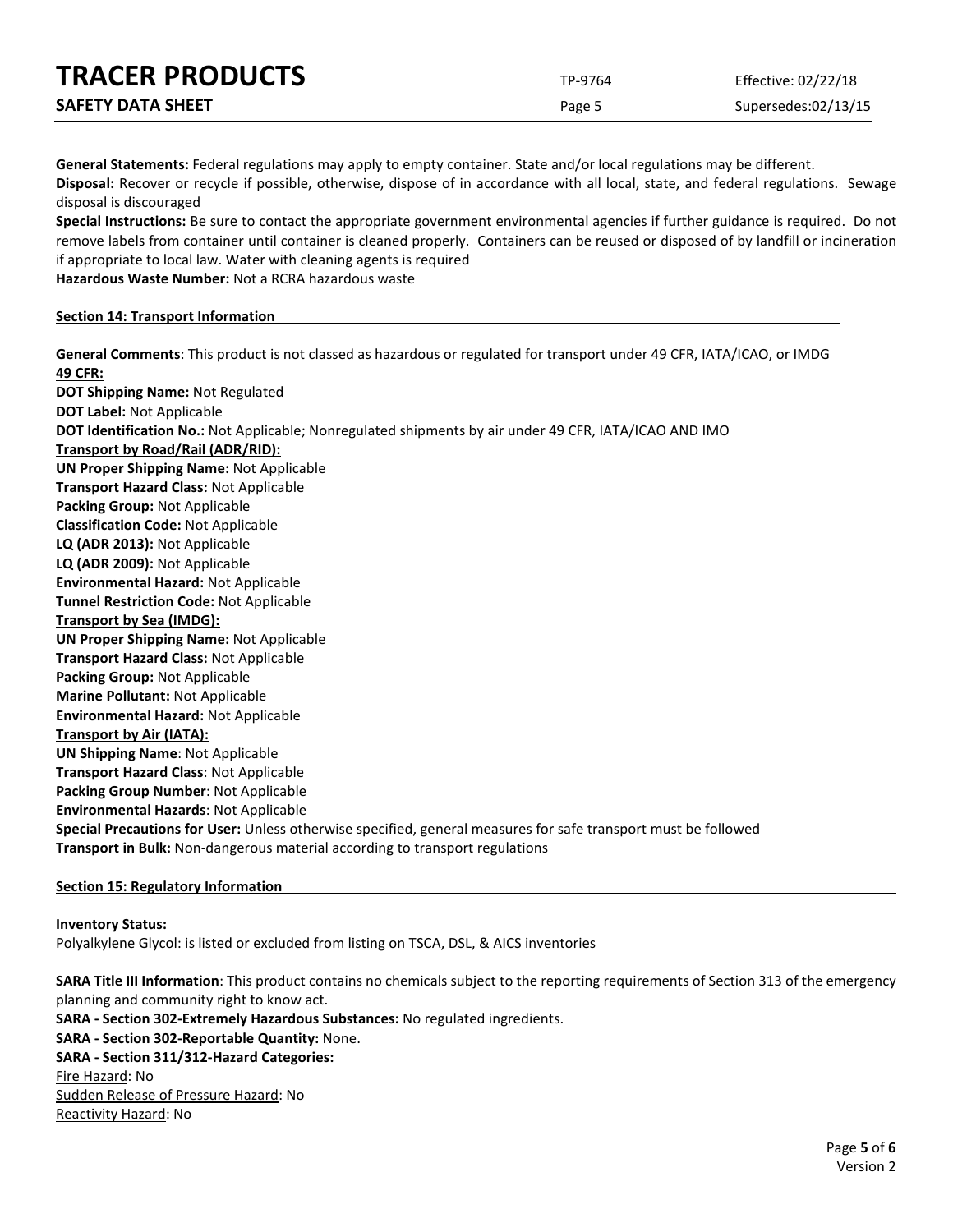**General Statements:** Federal regulations may apply to empty container. State and/or local regulations may be different.

**Disposal:** Recover or recycle if possible, otherwise, dispose of in accordance with all local, state, and federal regulations. Sewage disposal is discouraged

**Special Instructions:** Be sure to contact the appropriate government environmental agencies if further guidance is required. Do not remove labels from container until container is cleaned properly. Containers can be reused or disposed of by landfill or incineration if appropriate to local law. Water with cleaning agents is required

**Hazardous Waste Number:** Not a RCRA hazardous waste

## Section 14: Transport Information

**General Comments**: This product is not classed as hazardous or regulated for transport under 49 CFR, IATA/ICAO, or IMDG

**49 CFR:**

**DOT Shipping Name:** Not Regulated
**DOT Label:** Not Applicable
**DOT Identification No.:** Not Applicable; Nonregulated shipments by air under 49 CFR, IATA/ICAO AND IMO

**Transport by Road/Rail (ADR/RID):**

**UN Proper Shipping Name:** Not Applicable
**Transport Hazard Class:** Not Applicable
**Packing Group:** Not Applicable
**Classification Code:** Not Applicable
**LQ (ADR 2013):** Not Applicable
**LQ (ADR 2009):** Not Applicable
**Environmental Hazard:** Not Applicable
**Tunnel Restriction Code:** Not Applicable

**Transport by Sea (IMDG):**

**UN Proper Shipping Name:** Not Applicable
**Transport Hazard Class:** Not Applicable
**Packing Group:** Not Applicable
**Marine Pollutant:** Not Applicable
**Environmental Hazard:** Not Applicable

**Transport by Air (IATA):**

**UN Shipping Name**: Not Applicable
**Transport Hazard Class**: Not Applicable
**Packing Group Number**: Not Applicable
**Environmental Hazards**: Not Applicable
**Special Precautions for User:** Unless otherwise specified, general measures for safe transport must be followed
**Transport in Bulk:** Non-dangerous material according to transport regulations

## Section 15: Regulatory Information

**Inventory Status:**
Polyalkylene Glycol: is listed or excluded from listing on TSCA, DSL, & AICS inventories

**SARA Title III Information**: This product contains no chemicals subject to the reporting requirements of Section 313 of the emergency planning and community right to know act.
**SARA - Section 302-Extremely Hazardous Substances:** No regulated ingredients.
**SARA - Section 302-Reportable Quantity:** None.
**SARA - Section 311/312-Hazard Categories:**
Fire Hazard: No
Sudden Release of Pressure Hazard: No
Reactivity Hazard: No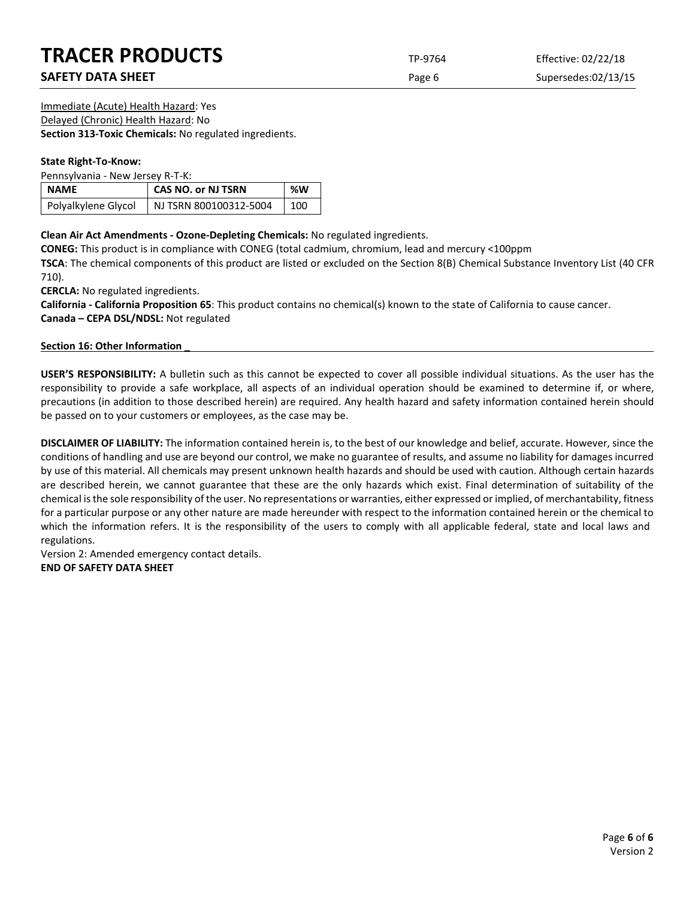Immediate (Acute) Health Hazard: Yes
Delayed (Chronic) Health Hazard: No
**Section 313-Toxic Chemicals:** No regulated ingredients.

**State Right-To-Know:**

Pennsylvania - New Jersey R-T-K:

| NAME | CAS NO. or NJ TSRN | %W |
|---|---|---|
| Polyalkylene Glycol | NJ TSRN 800100312-5004 | 100 |

**Clean Air Act Amendments - Ozone-Depleting Chemicals:** No regulated ingredients.
**CONEG:** This product is in compliance with CONEG (total cadmium, chromium, lead and mercury <100ppm
**TSCA**: The chemical components of this product are listed or excluded on the Section 8(B) Chemical Substance Inventory List (40 CFR 710).
**CERCLA:** No regulated ingredients.
**California - California Proposition 65**: This product contains no chemical(s) known to the state of California to cause cancer.
**Canada – CEPA DSL/NDSL:** Not regulated

## Section 16: Other Information

**USER'S RESPONSIBILITY:** A bulletin such as this cannot be expected to cover all possible individual situations. As the user has the responsibility to provide a safe workplace, all aspects of an individual operation should be examined to determine if, or where, precautions (in addition to those described herein) are required. Any health hazard and safety information contained herein should be passed on to your customers or employees, as the case may be.

**DISCLAIMER OF LIABILITY:** The information contained herein is, to the best of our knowledge and belief, accurate. However, since the conditions of handling and use are beyond our control, we make no guarantee of results, and assume no liability for damages incurred by use of this material. All chemicals may present unknown health hazards and should be used with caution. Although certain hazards are described herein, we cannot guarantee that these are the only hazards which exist. Final determination of suitability of the chemical is the sole responsibility of the user. No representations or warranties, either expressed or implied, of merchantability, fitness for a particular purpose or any other nature are made hereunder with respect to the information contained herein or the chemical to which the information refers. It is the responsibility of the users to comply with all applicable federal, state and local laws and regulations.
Version 2: Amended emergency contact details.
**END OF SAFETY DATA SHEET**